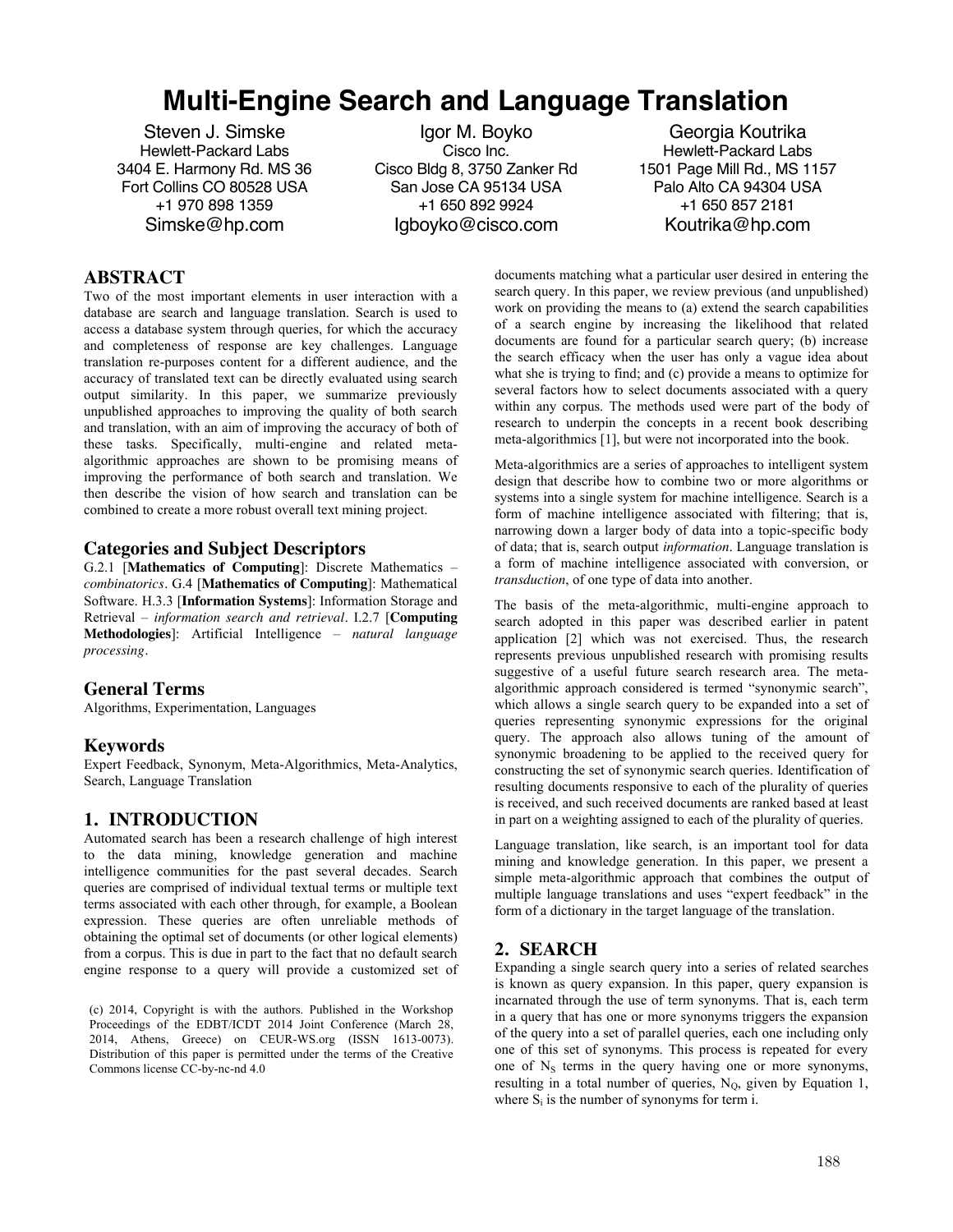# Multi-Engine Search and Language Translation

Steven J. Simske
Hewlett-Packard Labs
3404 E. Harmony Rd. MS 36
Fort Collins CO 80528 USA
+1 970 898 1359
Simske@hp.com

Igor M. Boyko
Cisco Inc.
Cisco Bldg 8, 3750 Zanker Rd
San Jose CA 95134 USA
+1 650 892 9924
Igboyko@cisco.com

Georgia Koutrika
Hewlett-Packard Labs
1501 Page Mill Rd., MS 1157
Palo Alto CA 94304 USA
+1 650 857 2181
Koutrika@hp.com

## ABSTRACT

Two of the most important elements in user interaction with a database are search and language translation. Search is used to access a database system through queries, for which the accuracy and completeness of response are key challenges. Language translation re-purposes content for a different audience, and the accuracy of translated text can be directly evaluated using search output similarity. In this paper, we summarize previously unpublished approaches to improving the quality of both search and translation, with an aim of improving the accuracy of both of these tasks. Specifically, multi-engine and related meta-algorithmic approaches are shown to be promising means of improving the performance of both search and translation. We then describe the vision of how search and translation can be combined to create a more robust overall text mining project.

### Categories and Subject Descriptors

G.2.1 [**Mathematics of Computing**]: Discrete Mathematics – *combinatorics*. G.4 [**Mathematics of Computing**]: Mathematical Software. H.3.3 [**Information Systems**]: Information Storage and Retrieval – *information search and retrieval*. I.2.7 [**Computing Methodologies**]: Artificial Intelligence – *natural language processing*.

### General Terms

Algorithms, Experimentation, Languages

### Keywords

Expert Feedback, Synonym, Meta-Algorithmics, Meta-Analytics, Search, Language Translation

## 1. INTRODUCTION

Automated search has been a research challenge of high interest to the data mining, knowledge generation and machine intelligence communities for the past several decades. Search queries are comprised of individual textual terms or multiple text terms associated with each other through, for example, a Boolean expression. These queries are often unreliable methods of obtaining the optimal set of documents (or other logical elements) from a corpus. This is due in part to the fact that no default search engine response to a query will provide a customized set of documents matching what a particular user desired in entering the search query. In this paper, we review previous (and unpublished) work on providing the means to (a) extend the search capabilities of a search engine by increasing the likelihood that related documents are found for a particular search query; (b) increase the search efficacy when the user has only a vague idea about what she is trying to find; and (c) provide a means to optimize for several factors how to select documents associated with a query within any corpus. The methods used were part of the body of research to underpin the concepts in a recent book describing meta-algorithmics [1], but were not incorporated into the book.

(c) 2014, Copyright is with the authors. Published in the Workshop Proceedings of the EDBT/ICDT 2014 Joint Conference (March 28, 2014, Athens, Greece) on CEUR-WS.org (ISSN 1613-0073). Distribution of this paper is permitted under the terms of the Creative Commons license CC-by-nc-nd 4.0

Meta-algorithmics are a series of approaches to intelligent system design that describe how to combine two or more algorithms or systems into a single system for machine intelligence. Search is a form of machine intelligence associated with filtering; that is, narrowing down a larger body of data into a topic-specific body of data; that is, search output *information*. Language translation is a form of machine intelligence associated with conversion, or *transduction*, of one type of data into another.

The basis of the meta-algorithmic, multi-engine approach to search adopted in this paper was described earlier in patent application [2] which was not exercised. Thus, the research represents previous unpublished research with promising results suggestive of a useful future search research area. The meta-algorithmic approach considered is termed "synonymic search", which allows a single search query to be expanded into a set of queries representing synonymic expressions for the original query. The approach also allows tuning of the amount of synonymic broadening to be applied to the received query for constructing the set of synonymic search queries. Identification of resulting documents responsive to each of the plurality of queries is received, and such received documents are ranked based at least in part on a weighting assigned to each of the plurality of queries.

Language translation, like search, is an important tool for data mining and knowledge generation. In this paper, we present a simple meta-algorithmic approach that combines the output of multiple language translations and uses "expert feedback" in the form of a dictionary in the target language of the translation.

## 2. SEARCH

Expanding a single search query into a series of related searches is known as query expansion. In this paper, query expansion is incarnated through the use of term synonyms. That is, each term in a query that has one or more synonyms triggers the expansion of the query into a set of parallel queries, each one including only one of this set of synonyms. This process is repeated for every one of $N_S$ terms in the query having one or more synonyms, resulting in a total number of queries, $N_Q$, given by Equation 1, where $S_i$ is the number of synonyms for term i.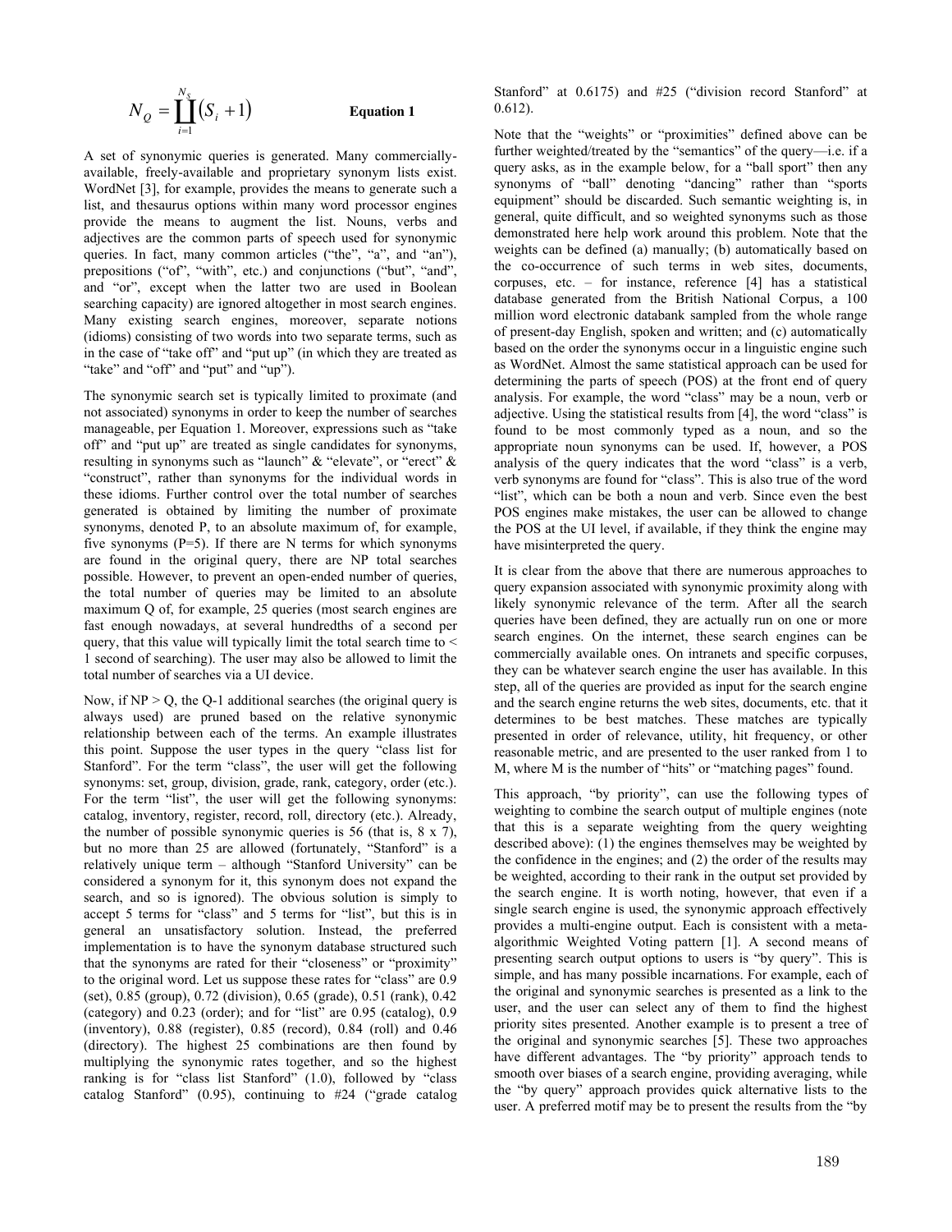$$N_Q = \prod_{i=1}^{N_S} (S_i + 1) \qquad \textbf{Equation 1}$$

A set of synonymic queries is generated. Many commercially-available, freely-available and proprietary synonym lists exist. WordNet [3], for example, provides the means to generate such a list, and thesaurus options within many word processor engines provide the means to augment the list. Nouns, verbs and adjectives are the common parts of speech used for synonymic queries. In fact, many common articles ("the", "a", and "an"), prepositions ("of", "with", etc.) and conjunctions ("but", "and", and "or", except when the latter two are used in Boolean searching capacity) are ignored altogether in most search engines. Many existing search engines, moreover, separate notions (idioms) consisting of two words into two separate terms, such as in the case of "take off" and "put up" (in which they are treated as "take" and "off" and "put" and "up").

The synonymic search set is typically limited to proximate (and not associated) synonyms in order to keep the number of searches manageable, per Equation 1. Moreover, expressions such as "take off" and "put up" are treated as single candidates for synonyms, resulting in synonyms such as "launch" & "elevate", or "erect" & "construct", rather than synonyms for the individual words in these idioms. Further control over the total number of searches generated is obtained by limiting the number of proximate synonyms, denoted P, to an absolute maximum of, for example, five synonyms (P=5). If there are N terms for which synonyms are found in the original query, there are NP total searches possible. However, to prevent an open-ended number of queries, the total number of queries may be limited to an absolute maximum Q of, for example, 25 queries (most search engines are fast enough nowadays, at several hundredths of a second per query, that this value will typically limit the total search time to < 1 second of searching). The user may also be allowed to limit the total number of searches via a UI device.

Now, if NP > Q, the Q-1 additional searches (the original query is always used) are pruned based on the relative synonymic relationship between each of the terms. An example illustrates this point. Suppose the user types in the query "class list for Stanford". For the term "class", the user will get the following synonyms: set, group, division, grade, rank, category, order (etc.). For the term "list", the user will get the following synonyms: catalog, inventory, register, record, roll, directory (etc.). Already, the number of possible synonymic queries is 56 (that is, 8 x 7), but no more than 25 are allowed (fortunately, "Stanford" is a relatively unique term – although "Stanford University" can be considered a synonym for it, this synonym does not expand the search, and so is ignored). The obvious solution is simply to accept 5 terms for "class" and 5 terms for "list", but this is in general an unsatisfactory solution. Instead, the preferred implementation is to have the synonym database structured such that the synonyms are rated for their "closeness" or "proximity" to the original word. Let us suppose these rates for "class" are 0.9 (set), 0.85 (group), 0.72 (division), 0.65 (grade), 0.51 (rank), 0.42 (category) and 0.23 (order); and for "list" are 0.95 (catalog), 0.9 (inventory), 0.88 (register), 0.85 (record), 0.84 (roll) and 0.46 (directory). The highest 25 combinations are then found by multiplying the synonymic rates together, and so the highest ranking is for "class list Stanford" (1.0), followed by "class catalog Stanford" (0.95), continuing to #24 ("grade catalog Stanford" at 0.6175) and #25 ("division record Stanford" at 0.612).

Note that the "weights" or "proximities" defined above can be further weighted/treated by the "semantics" of the query—i.e. if a query asks, as in the example below, for a "ball sport" then any synonyms of "ball" denoting "dancing" rather than "sports equipment" should be discarded. Such semantic weighting is, in general, quite difficult, and so weighted synonyms such as those demonstrated here help work around this problem. Note that the weights can be defined (a) manually; (b) automatically based on the co-occurrence of such terms in web sites, documents, corpuses, etc. – for instance, reference [4] has a statistical database generated from the British National Corpus, a 100 million word electronic databank sampled from the whole range of present-day English, spoken and written; and (c) automatically based on the order the synonyms occur in a linguistic engine such as WordNet. Almost the same statistical approach can be used for determining the parts of speech (POS) at the front end of query analysis. For example, the word "class" may be a noun, verb or adjective. Using the statistical results from [4], the word "class" is found to be most commonly typed as a noun, and so the appropriate noun synonyms can be used. If, however, a POS analysis of the query indicates that the word "class" is a verb, verb synonyms are found for "class". This is also true of the word "list", which can be both a noun and verb. Since even the best POS engines make mistakes, the user can be allowed to change the POS at the UI level, if available, if they think the engine may have misinterpreted the query.

It is clear from the above that there are numerous approaches to query expansion associated with synonymic proximity along with likely synonymic relevance of the term. After all the search queries have been defined, they are actually run on one or more search engines. On the internet, these search engines can be commercially available ones. On intranets and specific corpuses, they can be whatever search engine the user has available. In this step, all of the queries are provided as input for the search engine and the search engine returns the web sites, documents, etc. that it determines to be best matches. These matches are typically presented in order of relevance, utility, hit frequency, or other reasonable metric, and are presented to the user ranked from 1 to M, where M is the number of "hits" or "matching pages" found.

This approach, "by priority", can use the following types of weighting to combine the search output of multiple engines (note that this is a separate weighting from the query weighting described above): (1) the engines themselves may be weighted by the confidence in the engines; and (2) the order of the results may be weighted, according to their rank in the output set provided by the search engine. It is worth noting, however, that even if a single search engine is used, the synonymic approach effectively provides a multi-engine output. Each is consistent with a meta-algorithmic Weighted Voting pattern [1]. A second means of presenting search output options to users is "by query". This is simple, and has many possible incarnations. For example, each of the original and synonymic searches is presented as a link to the user, and the user can select any of them to find the highest priority sites presented. Another example is to present a tree of the original and synonymic searches [5]. These two approaches have different advantages. The "by priority" approach tends to smooth over biases of a search engine, providing averaging, while the "by query" approach provides quick alternative lists to the user. A preferred motif may be to present the results from the "by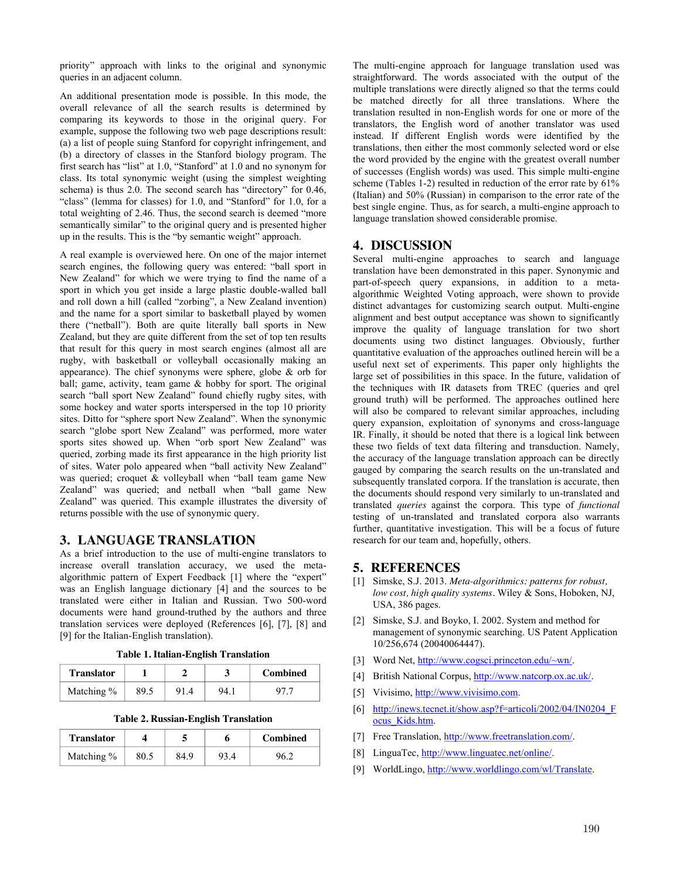priority" approach with links to the original and synonymic queries in an adjacent column.

An additional presentation mode is possible. In this mode, the overall relevance of all the search results is determined by comparing its keywords to those in the original query. For example, suppose the following two web page descriptions result: (a) a list of people suing Stanford for copyright infringement, and (b) a directory of classes in the Stanford biology program. The first search has "list" at 1.0, "Stanford" at 1.0 and no synonym for class. Its total synonymic weight (using the simplest weighting schema) is thus 2.0. The second search has "directory" for 0.46, "class" (lemma for classes) for 1.0, and "Stanford" for 1.0, for a total weighting of 2.46. Thus, the second search is deemed "more semantically similar" to the original query and is presented higher up in the results. This is the "by semantic weight" approach.

A real example is overviewed here. On one of the major internet search engines, the following query was entered: "ball sport in New Zealand" for which we were trying to find the name of a sport in which you get inside a large plastic double-walled ball and roll down a hill (called "zorbing", a New Zealand invention) and the name for a sport similar to basketball played by women there ("netball"). Both are quite literally ball sports in New Zealand, but they are quite different from the set of top ten results that result for this query in most search engines (almost all are rugby, with basketball or volleyball occasionally making an appearance). The chief synonyms were sphere, globe & orb for ball; game, activity, team game & hobby for sport. The original search "ball sport New Zealand" found chiefly rugby sites, with some hockey and water sports interspersed in the top 10 priority sites. Ditto for "sphere sport New Zealand". When the synonymic search "globe sport New Zealand" was performed, more water sports sites showed up. When "orb sport New Zealand" was queried, zorbing made its first appearance in the high priority list of sites. Water polo appeared when "ball activity New Zealand" was queried; croquet & volleyball when "ball team game New Zealand" was queried; and netball when "ball game New Zealand" was queried. This example illustrates the diversity of returns possible with the use of synonymic query.

## 3. LANGUAGE TRANSLATION

As a brief introduction to the use of multi-engine translators to increase overall translation accuracy, we used the meta-algorithmic pattern of Expert Feedback [1] where the "expert" was an English language dictionary [4] and the sources to be translated were either in Italian and Russian. Two 500-word documents were hand ground-truthed by the authors and three translation services were deployed (References [6], [7], [8] and [9] for the Italian-English translation).

**Table 1. Italian-English Translation**

| Translator | 1 | 2 | 3 | Combined |
|---|---|---|---|---|
| Matching % | 89.5 | 91.4 | 94.1 | 97.7 |

**Table 2. Russian-English Translation**

| Translator | 4 | 5 | 6 | Combined |
|---|---|---|---|---|
| Matching % | 80.5 | 84.9 | 93.4 | 96.2 |

The multi-engine approach for language translation used was straightforward. The words associated with the output of the multiple translations were directly aligned so that the terms could be matched directly for all three translations. Where the translation resulted in non-English words for one or more of the translators, the English word of another translator was used instead. If different English words were identified by the translations, then either the most commonly selected word or else the word provided by the engine with the greatest overall number of successes (English words) was used. This simple multi-engine scheme (Tables 1-2) resulted in reduction of the error rate by 61% (Italian) and 50% (Russian) in comparison to the error rate of the best single engine. Thus, as for search, a multi-engine approach to language translation showed considerable promise.

## 4. DISCUSSION

Several multi-engine approaches to search and language translation have been demonstrated in this paper. Synonymic and part-of-speech query expansions, in addition to a meta-algorithmic Weighted Voting approach, were shown to provide distinct advantages for customizing search output. Multi-engine alignment and best output acceptance was shown to significantly improve the quality of language translation for two short documents using two distinct languages. Obviously, further quantitative evaluation of the approaches outlined herein will be a useful next set of experiments. This paper only highlights the large set of possibilities in this space. In the future, validation of the techniques with IR datasets from TREC (queries and qrel ground truth) will be performed. The approaches outlined here will also be compared to relevant similar approaches, including query expansion, exploitation of synonyms and cross-language IR. Finally, it should be noted that there is a logical link between these two fields of text data filtering and transduction. Namely, the accuracy of the language translation approach can be directly gauged by comparing the search results on the un-translated and subsequently translated corpora. If the translation is accurate, then the documents should respond very similarly to un-translated and translated *queries* against the corpora. This type of *functional* testing of un-translated and translated corpora also warrants further, quantitative investigation. This will be a focus of future research for our team and, hopefully, others.

## 5. REFERENCES

[1] Simske, S.J. 2013. *Meta-algorithmics: patterns for robust, low cost, high quality systems*. Wiley & Sons, Hoboken, NJ, USA, 386 pages.

[2] Simske, S.J. and Boyko, I. 2002. System and method for management of synonymic searching. US Patent Application 10/256,674 (20040064447).

[3] Word Net, http://www.cogsci.princeton.edu/~wn/.

[4] British National Corpus, http://www.natcorp.ox.ac.uk/.

[5] Vivisimo, http://www.vivisimo.com.

[6] http://inews.tecnet.it/show.asp?f=articoli/2002/04/IN0204_Focus_Kids.htm.

[7] Free Translation, http://www.freetranslation.com/.

[8] LinguaTec, http://www.linguatec.net/online/.

[9] WorldLingo, http://www.worldlingo.com/wl/Translate.